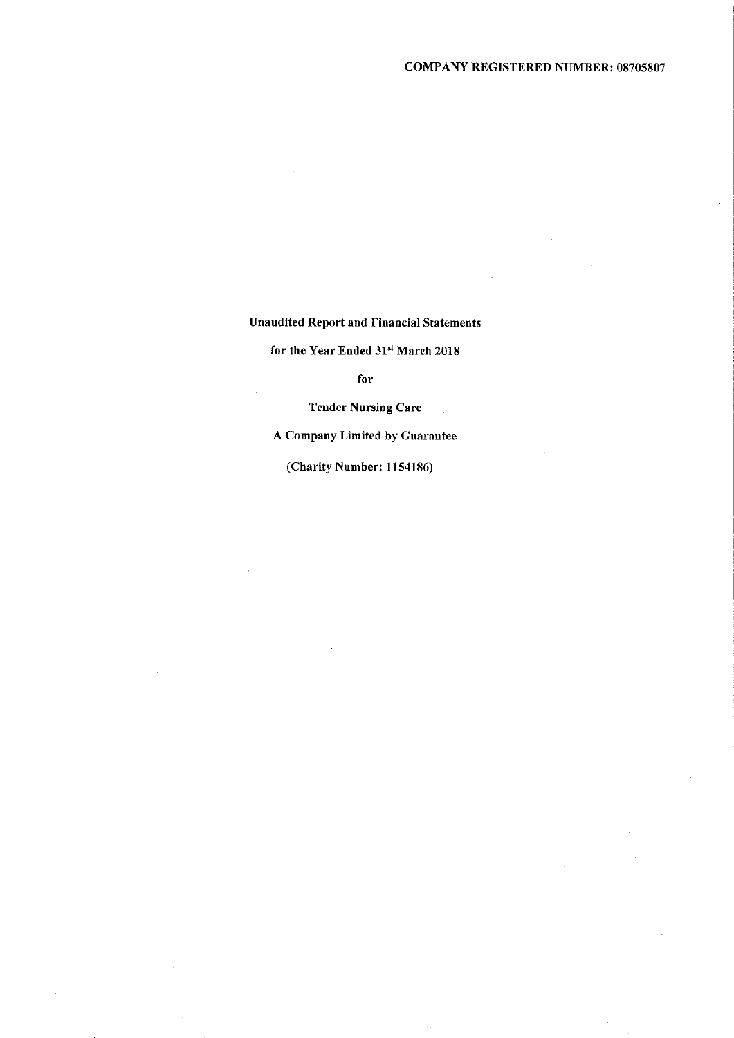**COMPANY REGISTERED NUMBER: 08705807**

**Unaudited Report and Financial Statements**

**for the Year Ended 31st March 2018**

**for**

**Tender Nursing Care**

**A Company Limited by Guarantee**

**(Charity Number: 1154186)**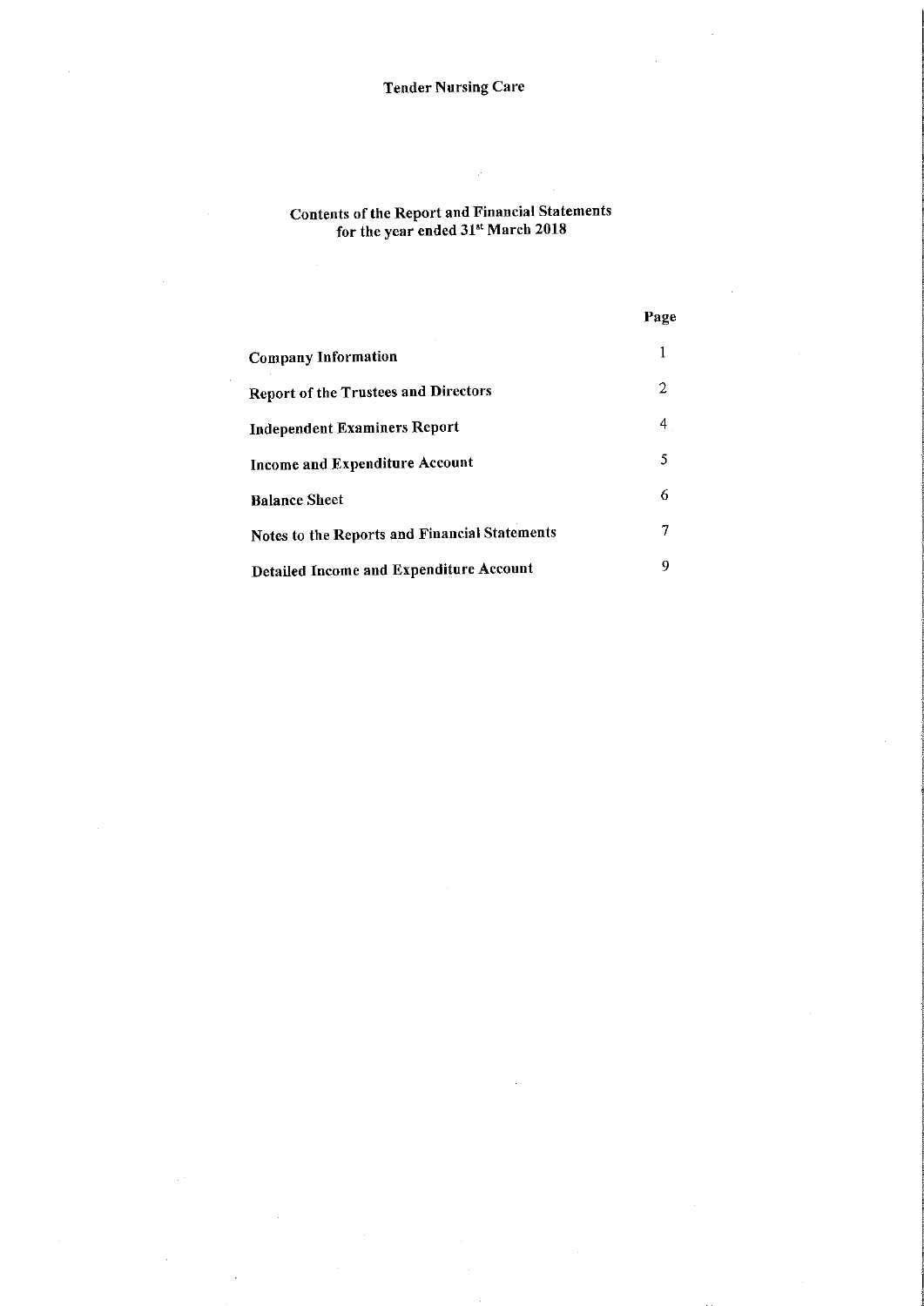# Tender Nursing Care

## Contents of the Report and Financial Statements for the year ended 31st March 2018

| | Page |
|---|---|
| **Company Information** | 1 |
| **Report of the Trustees and Directors** | 2 |
| **Independent Examiners Report** | 4 |
| **Income and Expenditure Account** | 5 |
| **Balance Sheet** | 6 |
| **Notes to the Reports and Financial Statements** | 7 |
| **Detailed Income and Expenditure Account** | 9 |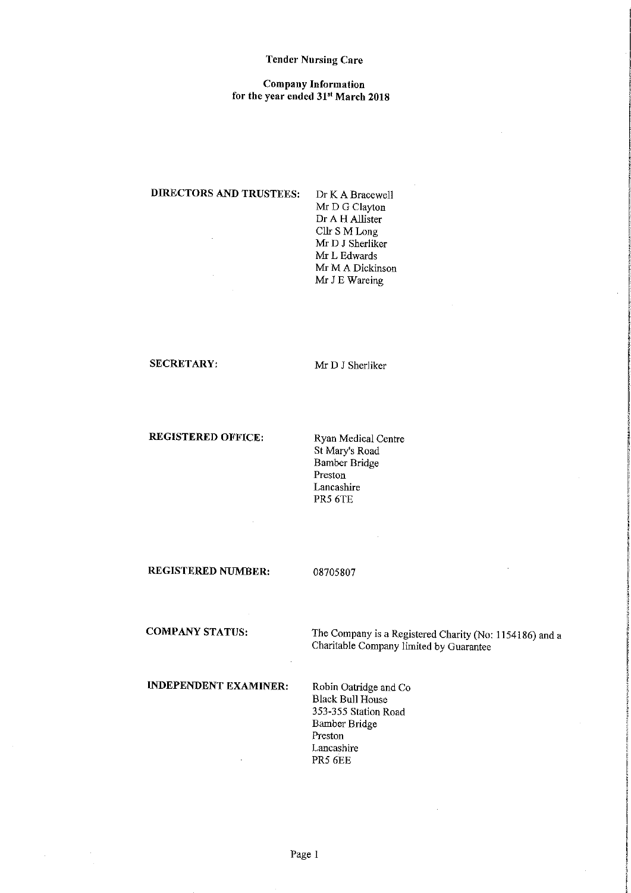# Tender Nursing Care

## Company Information
## for the year ended 31st March 2018

| | |
|---|---|
| **DIRECTORS AND TRUSTEES:** | Dr K A Bracewell<br>Mr D G Clayton<br>Dr A H Allister<br>Cllr S M Long<br>Mr D J Sherliker<br>Mr L Edwards<br>Mr M A Dickinson<br>Mr J E Wareing |
| **SECRETARY:** | Mr D J Sherliker |
| **REGISTERED OFFICE:** | Ryan Medical Centre<br>St Mary's Road<br>Bamber Bridge<br>Preston<br>Lancashire<br>PR5 6TE |
| **REGISTERED NUMBER:** | 08705807 |
| **COMPANY STATUS:** | The Company is a Registered Charity (No: 1154186) and a Charitable Company limited by Guarantee |
| **INDEPENDENT EXAMINER:** | Robin Oatridge and Co<br>Black Bull House<br>353-355 Station Road<br>Bamber Bridge<br>Preston<br>Lancashire<br>PR5 6EE |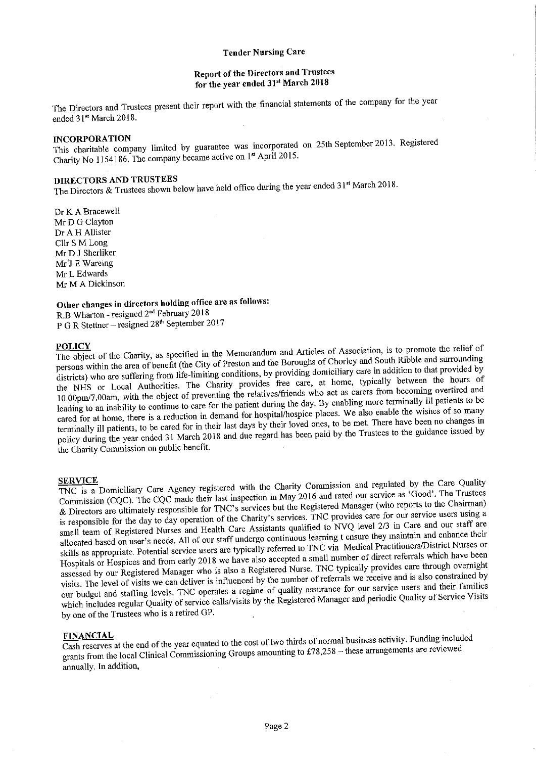**Tender Nursing Care**

**Report of the Directors and Trustees**
**for the year ended 31st March 2018**

The Directors and Trustees present their report with the financial statements of the company for the year ended 31st March 2018.

## INCORPORATION

This charitable company limited by guarantee was incorporated on 25th September 2013. Registered Charity No 1154186. The company became active on 1st April 2015.

## DIRECTORS AND TRUSTEES

The Directors & Trustees shown below have held office during the year ended 31st March 2018.

Dr K A Bracewell
Mr D G Clayton
Dr A H Allister
Cllr S M Long
Mr D J Sherliker
Mr J E Wareing
Mr L Edwards
Mr M A Dickinson

**Other changes in directors holding office are as follows:**

R.B Wharton - resigned 2nd February 2018
P G R Stettner – resigned 28th September 2017

## POLICY

The object of the Charity, as specified in the Memorandum and Articles of Association, is to promote the relief of persons within the area of benefit (the City of Preston and the Boroughs of Chorley and South Ribble and surrounding districts) who are suffering from life-limiting conditions, by providing domiciliary care in addition to that provided by the NHS or Local Authorities. The Charity provides free care, at home, typically between the hours of 10.00pm/7.00am, with the object of preventing the relatives/friends who act as carers from becoming overtired and leading to an inability to continue to care for the patient during the day. By enabling more terminally ill patients to be cared for at home, there is a reduction in demand for hospital/hospice places. We also enable the wishes of so many terminally ill patients, to be cared for in their last days by their loved ones, to be met. There have been no changes in policy during the year ended 31 March 2018 and due regard has been paid by the Trustees to the guidance issued by the Charity Commission on public benefit.

## SERVICE

TNC is a Domiciliary Care Agency registered with the Charity Commission and regulated by the Care Quality Commission (CQC). The CQC made their last inspection in May 2016 and rated our service as 'Good'. The Trustees & Directors are ultimately responsible for TNC's services but the Registered Manager (who reports to the Chairman) is responsible for the day to day operation of the Charity's services. TNC provides care for our service users using a small team of Registered Nurses and Health Care Assistants qualified to NVQ level 2/3 in Care and our staff are allocated based on user's needs. All of our staff undergo continuous learning t ensure they maintain and enhance their skills as appropriate. Potential service users are typically referred to TNC via Medical Practitioners/District Nurses or Hospitals or Hospices and from early 2018 we have also accepted a small number of direct referrals which have been assessed by our Registered Manager who is also a Registered Nurse. TNC typically provides care through overnight visits. The level of visits we can deliver is influenced by the number of referrals we receive and is also constrained by our budget and staffing levels. TNC operates a regime of quality assurance for our service users and their families which includes regular Quality of service calls/visits by the Registered Manager and periodic Quality of Service Visits by one of the Trustees who is a retired GP.

## FINANCIAL

Cash reserves at the end of the year equated to the cost of two thirds of normal business activity. Funding included grants from the local Clinical Commissioning Groups amounting to £78,258 – these arrangements are reviewed annually. In addition,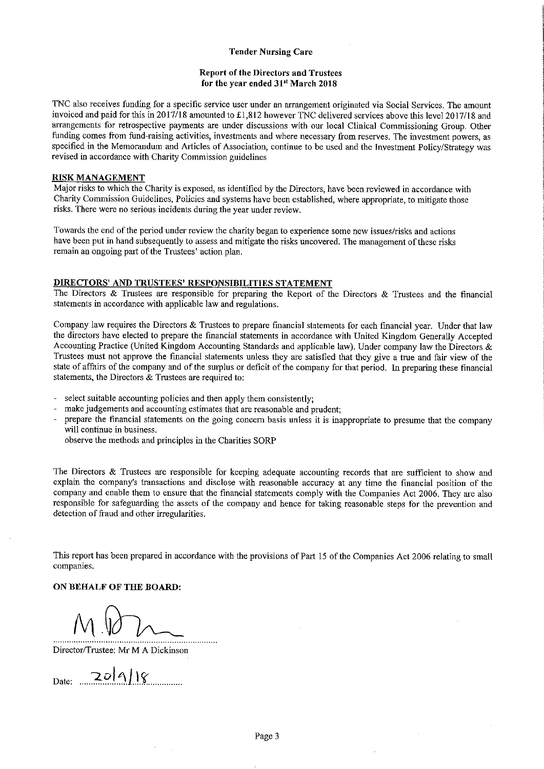**Tender Nursing Care**

**Report of the Directors and Trustees**
**for the year ended 31st March 2018**

TNC also receives funding for a specific service user under an arrangement originated via Social Services. The amount invoiced and paid for this in 2017/18 amounted to £1,812 however TNC delivered services above this level 2017/18 and arrangements for retrospective payments are under discussions with our local Clinical Commissioning Group. Other funding comes from fund-raising activities, investments and where necessary from reserves. The investment powers, as specified in the Memorandum and Articles of Association, continue to be used and the Investment Policy/Strategy was revised in accordance with Charity Commission guidelines

## RISK MANAGEMENT

Major risks to which the Charity is exposed, as identified by the Directors, have been reviewed in accordance with Charity Commission Guidelines, Policies and systems have been established, where appropriate, to mitigate those risks. There were no serious incidents during the year under review.

Towards the end of the period under review the charity began to experience some new issues/risks and actions have been put in hand subsequently to assess and mitigate the risks uncovered. The management of these risks remain an ongoing part of the Trustees' action plan.

## DIRECTORS' AND TRUSTEES' RESPONSIBILITIES STATEMENT

The Directors & Trustees are responsible for preparing the Report of the Directors & Trustees and the financial statements in accordance with applicable law and regulations.

Company law requires the Directors & Trustees to prepare financial statements for each financial year. Under that law the directors have elected to prepare the financial statements in accordance with United Kingdom Generally Accepted Accounting Practice (United Kingdom Accounting Standards and applicable law). Under company law the Directors & Trustees must not approve the financial statements unless they are satisfied that they give a true and fair view of the state of affairs of the company and of the surplus or deficit of the company for that period. In preparing these financial statements, the Directors & Trustees are required to:

- select suitable accounting policies and then apply them consistently;
- make judgements and accounting estimates that are reasonable and prudent;
- prepare the financial statements on the going concern basis unless it is inappropriate to presume that the company will continue in business.
  observe the methods and principles in the Charities SORP

The Directors & Trustees are responsible for keeping adequate accounting records that are sufficient to show and explain the company's transactions and disclose with reasonable accuracy at any time the financial position of the company and enable them to ensure that the financial statements comply with the Companies Act 2006. They are also responsible for safeguarding the assets of the company and hence for taking reasonable steps for the prevention and detection of fraud and other irregularities.

This report has been prepared in accordance with the provisions of Part 15 of the Companies Act 2006 relating to small companies.

**ON BEHALF OF THE BOARD:**

M. D...

........................................................................
Director/Trustee: Mr M A Dickinson

Date: 20/9/18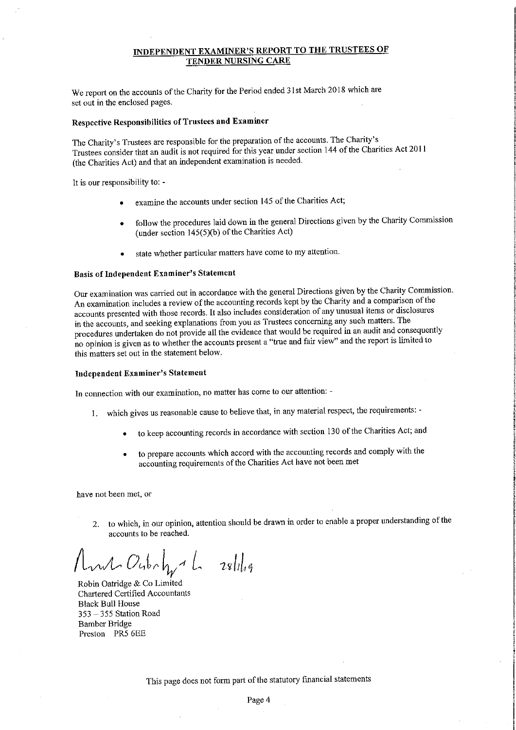# INDEPENDENT EXAMINER'S REPORT TO THE TRUSTEES OF TENDER NURSING CARE

We report on the accounts of the Charity for the Period ended 31st March 2018 which are set out in the enclosed pages.

### Respective Responsibilities of Trustees and Examiner

The Charity's Trustees are responsible for the preparation of the accounts. The Charity's Trustees consider that an audit is not required for this year under section 144 of the Charities Act 2011 (the Charities Act) and that an independent examination is needed.

It is our responsibility to: -

- examine the accounts under section 145 of the Charities Act;
- follow the procedures laid down in the general Directions given by the Charity Commission (under section 145(5)(b) of the Charities Act)
- state whether particular matters have come to my attention.

### Basis of Independent Examiner's Statement

Our examination was carried out in accordance with the general Directions given by the Charity Commission. An examination includes a review of the accounting records kept by the Charity and a comparison of the accounts presented with those records. It also includes consideration of any unusual items or disclosures in the accounts, and seeking explanations from you as Trustees concerning any such matters. The procedures undertaken do not provide all the evidence that would be required in an audit and consequently no opinion is given as to whether the accounts present a "true and fair view" and the report is limited to this matters set out in the statement below.

### Independent Examiner's Statement

In connection with our examination, no matter has come to our attention: -

1. which gives us reasonable cause to believe that, in any material respect, the requirements: -
   - to keep accounting records in accordance with section 130 of the Charities Act; and
   - to prepare accounts which accord with the accounting records and comply with the accounting requirements of the Charities Act have not been met

have not been met, or

2. to which, in our opinion, attention should be drawn in order to enable a proper understanding of the accounts to be reached.

Robin Oatridge & Co Limited 28/1/19

Robin Oatridge & Co Limited
Chartered Certified Accountants
Black Bull House
353 – 355 Station Road
Bamber Bridge
Preston PR5 6EE

This page does not form part of the statutory financial statements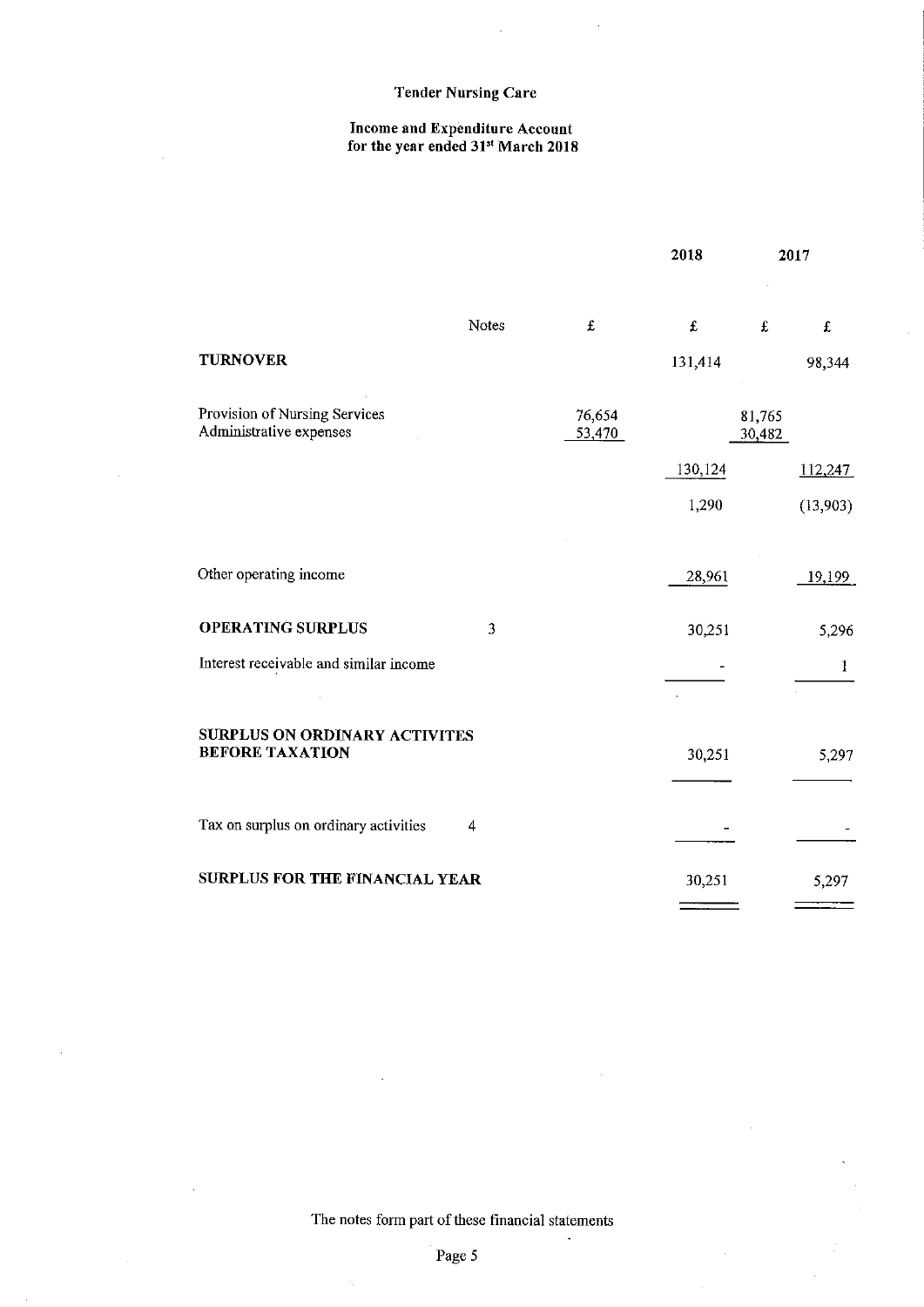# Tender Nursing Care

## Income and Expenditure Account
### for the year ended 31st March 2018

| | Notes | 2018 £ | 2018 £ | 2017 £ | 2017 £ |
|---|---|---|---|---|---|
| **TURNOVER** | | | 131,414 | | 98,344 |
| Provision of Nursing Services | | 76,654 | | 81,765 | |
| Administrative expenses | | 53,470 | | 30,482 | |
| | | | 130,124 | | 112,247 |
| | | | 1,290 | | (13,903) |
| Other operating income | | | 28,961 | | 19,199 |
| **OPERATING SURPLUS** | 3 | | 30,251 | | 5,296 |
| Interest receivable and similar income | | | - | | 1 |
| **SURPLUS ON ORDINARY ACTIVITES BEFORE TAXATION** | | | 30,251 | | 5,297 |
| Tax on surplus on ordinary activities | 4 | | - | | - |
| **SURPLUS FOR THE FINANCIAL YEAR** | | | 30,251 | | 5,297 |

The notes form part of these financial statements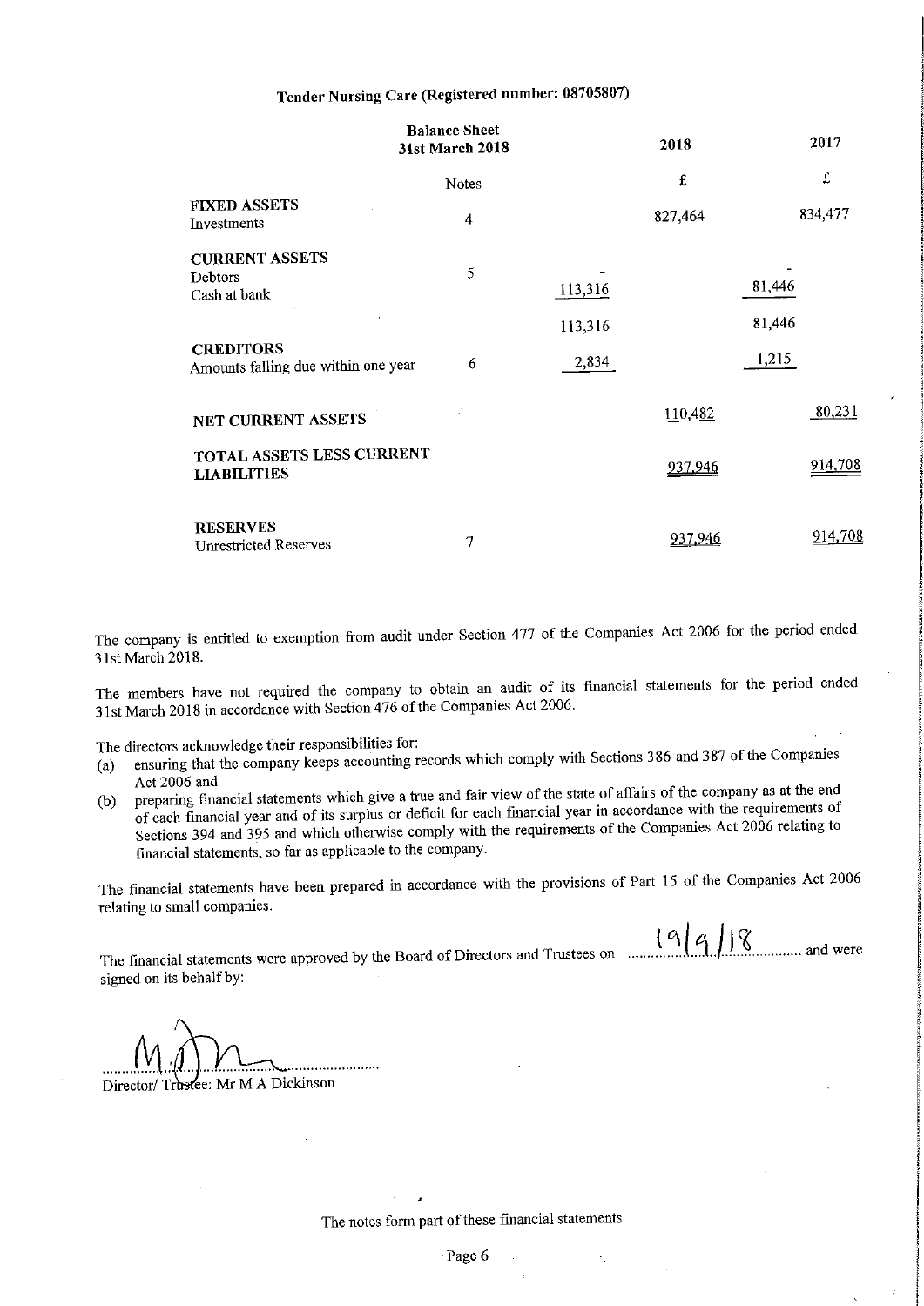**Tender Nursing Care (Registered number: 08705807)**

**Balance Sheet**
**31st March 2018**

| | Notes | | 2018 | | 2017 |
|---|---|---|---|---|---|
| | | | £ | | £ |
| **FIXED ASSETS** | | | | | |
| Investments | 4 | | 827,464 | | 834,477 |
| **CURRENT ASSETS** | | | | | |
| Debtors | 5 | - | | - | |
| Cash at bank | | 113,316 | | 81,446 | |
| | | 113,316 | | 81,446 | |
| **CREDITORS** | | | | | |
| Amounts falling due within one year | 6 | 2,834 | | 1,215 | |
| **NET CURRENT ASSETS** | | | 110,482 | | 80,231 |
| **TOTAL ASSETS LESS CURRENT LIABILITIES** | | | 937,946 | | 914,708 |
| **RESERVES** | | | | | |
| Unrestricted Reserves | 7 | | 937,946 | | 914,708 |

The company is entitled to exemption from audit under Section 477 of the Companies Act 2006 for the period ended 31st March 2018.

The members have not required the company to obtain an audit of its financial statements for the period ended 31st March 2018 in accordance with Section 476 of the Companies Act 2006.

The directors acknowledge their responsibilities for:

(a) ensuring that the company keeps accounting records which comply with Sections 386 and 387 of the Companies Act 2006 and

(b) preparing financial statements which give a true and fair view of the state of affairs of the company as at the end of each financial year and of its surplus or deficit for each financial year in accordance with the requirements of Sections 394 and 395 and which otherwise comply with the requirements of the Companies Act 2006 relating to financial statements, so far as applicable to the company.

The financial statements have been prepared in accordance with the provisions of Part 15 of the Companies Act 2006 relating to small companies.

The financial statements were approved by the Board of Directors and Trustees on 19/9/18 and were signed on its behalf by:

Director/ Trustee: Mr M A Dickinson

The notes form part of these financial statements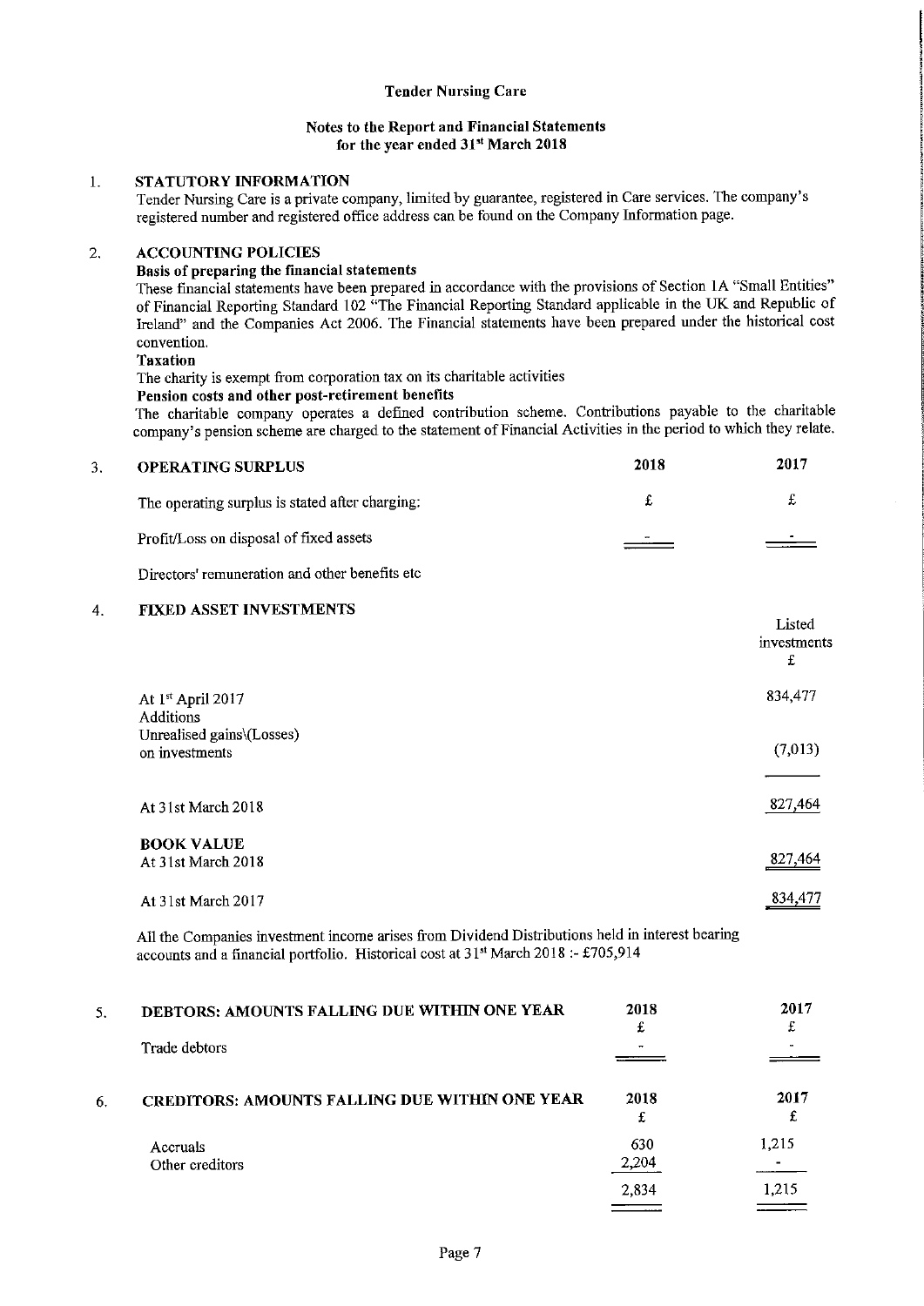**Tender Nursing Care**

**Notes to the Report and Financial Statements**
**for the year ended 31st March 2018**

## 1. STATUTORY INFORMATION

Tender Nursing Care is a private company, limited by guarantee, registered in Care services. The company's registered number and registered office address can be found on the Company Information page.

## 2. ACCOUNTING POLICIES

**Basis of preparing the financial statements**

These financial statements have been prepared in accordance with the provisions of Section 1A "Small Entities" of Financial Reporting Standard 102 "The Financial Reporting Standard applicable in the UK and Republic of Ireland" and the Companies Act 2006. The Financial statements have been prepared under the historical cost convention.

**Taxation**

The charity is exempt from corporation tax on its charitable activities

**Pension costs and other post-retirement benefits**

The charitable company operates a defined contribution scheme. Contributions payable to the charitable company's pension scheme are charged to the statement of Financial Activities in the period to which they relate.

## 3. OPERATING SURPLUS

| | 2018 | 2017 |
|---|---|---|
| The operating surplus is stated after charging: | £ | £ |
| Profit/Loss on disposal of fixed assets | - | - |
| Directors' remuneration and other benefits etc | | |

## 4. FIXED ASSET INVESTMENTS

| | Listed investments £ |
|---|---|
| At 1st April 2017 | 834,477 |
| Additions | |
| Unrealised gains\(Losses) on investments | (7,013) |
| At 31st March 2018 | 827,464 |
| **BOOK VALUE** | |
| At 31st March 2018 | 827,464 |
| At 31st March 2017 | 834,477 |

All the Companies investment income arises from Dividend Distributions held in interest bearing accounts and a financial portfolio. Historical cost at 31st March 2018 :- £705,914

## 5. DEBTORS: AMOUNTS FALLING DUE WITHIN ONE YEAR

| | 2018 £ | 2017 £ |
|---|---|---|
| Trade debtors | - | - |

## 6. CREDITORS: AMOUNTS FALLING DUE WITHIN ONE YEAR

| | 2018 £ | 2017 £ |
|---|---|---|
| Accruals | 630 | 1,215 |
| Other creditors | 2,204 | - |
| | 2,834 | 1,215 |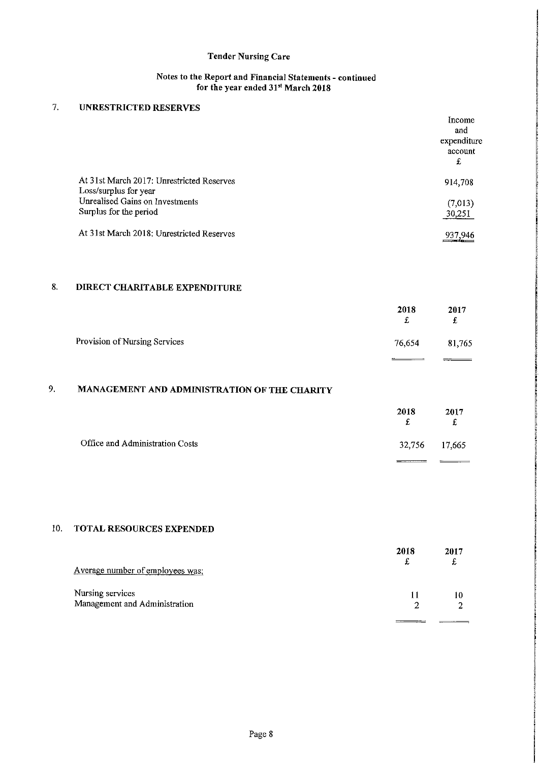# Tender Nursing Care

## Notes to the Report and Financial Statements - continued
## for the year ended 31st March 2018

## 7. UNRESTRICTED RESERVES

| | Income and expenditure account £ |
|---|---|
| At 31st March 2017: Unrestricted Reserves | 914,708 |
| Loss/surplus for year | |
| Unrealised Gains on Investments | (7,013) |
| Surplus for the period | 30,251 |
| At 31st March 2018: Unrestricted Reserves | 937,946 |

## 8. DIRECT CHARITABLE EXPENDITURE

| | 2018 £ | 2017 £ |
|---|---|---|
| Provision of Nursing Services | 76,654 | 81,765 |

## 9. MANAGEMENT AND ADMINISTRATION OF THE CHARITY

| | 2018 £ | 2017 £ |
|---|---|---|
| Office and Administration Costs | 32,756 | 17,665 |

## 10. TOTAL RESOURCES EXPENDED

| | 2018 £ | 2017 £ |
|---|---|---|
| Average number of employees was: | | |
| Nursing services | 11 | 10 |
| Management and Administration | 2 | 2 |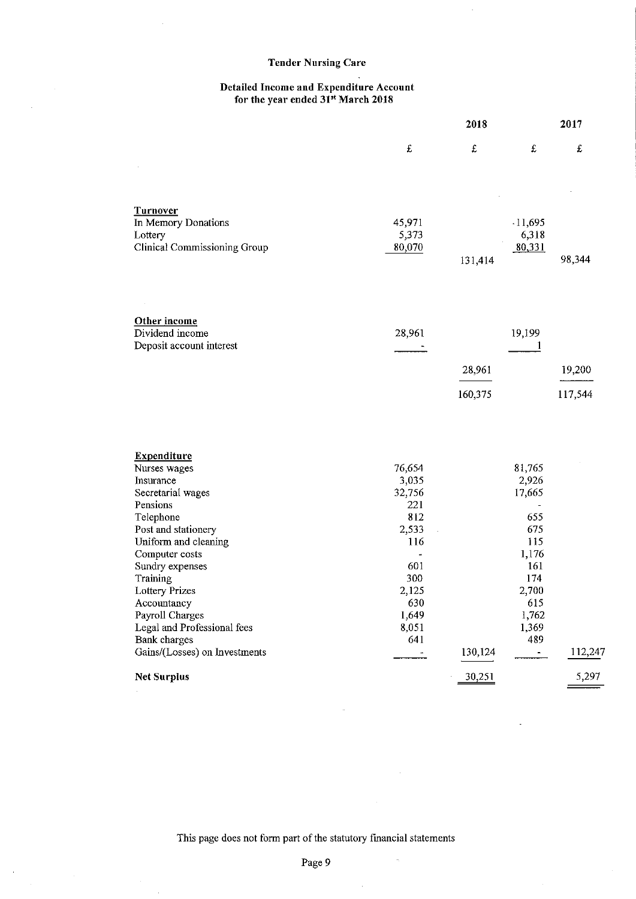# Tender Nursing Care

## Detailed Income and Expenditure Account for the year ended 31st March 2018

| | | 2018 | | 2017 |
|---|---|---|---|---|
| | £ | £ | £ | £ |
| **Turnover** | | | | |
| In Memory Donations | 45,971 | | 11,695 | |
| Lottery | 5,373 | | 6,318 | |
| Clinical Commissioning Group | 80,070 | | 80,331 | |
| | | 131,414 | | 98,344 |
| **Other income** | | | | |
| Dividend income | 28,961 | | 19,199 | |
| Deposit account interest | - | | 1 | |
| | | 28,961 | | 19,200 |
| | | 160,375 | | 117,544 |
| **Expenditure** | | | | |
| Nurses wages | 76,654 | | 81,765 | |
| Insurance | 3,035 | | 2,926 | |
| Secretarial wages | 32,756 | | 17,665 | |
| Pensions | 221 | | - | |
| Telephone | 812 | | 655 | |
| Post and stationery | 2,533 | | 675 | |
| Uniform and cleaning | 116 | | 115 | |
| Computer costs | - | | 1,176 | |
| Sundry expenses | 601 | | 161 | |
| Training | 300 | | 174 | |
| Lottery Prizes | 2,125 | | 2,700 | |
| Accountancy | 630 | | 615 | |
| Payroll Charges | 1,649 | | 1,762 | |
| Legal and Professional fees | 8,051 | | 1,369 | |
| Bank charges | 641 | | 489 | |
| Gains/(Losses) on Investments | - | 130,124 | - | 112,247 |
| **Net Surplus** | | 30,251 | | 5,297 |

This page does not form part of the statutory financial statements